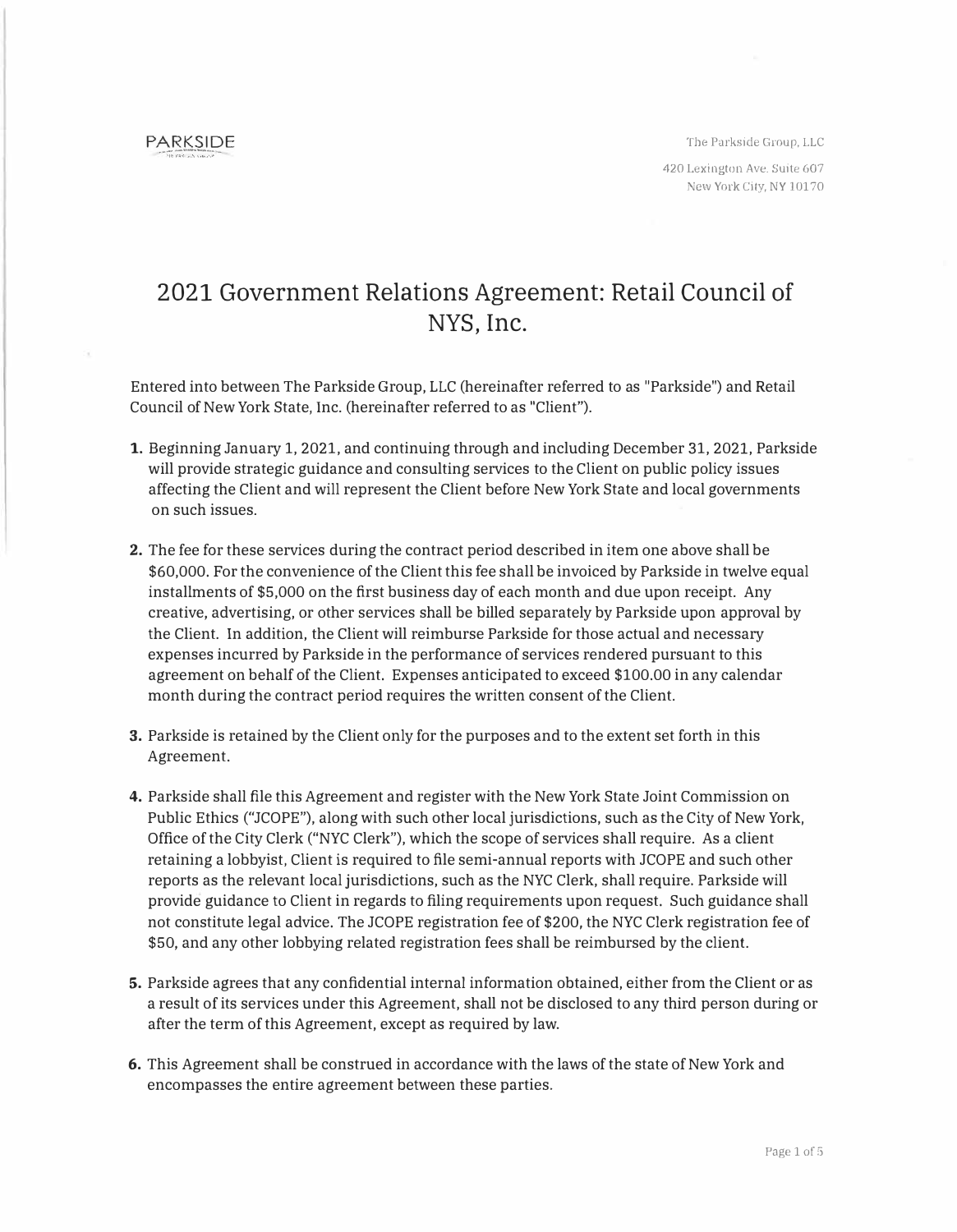PARKSIDE

The Parkside Group, LLC

420 Lexington Ave. Suite 607
New York City, NY 10170

# 2021 Government Relations Agreement: Retail Council of NYS, Inc.

Entered into between The Parkside Group, LLC (hereinafter referred to as "Parkside") and Retail Council of New York State, Inc. (hereinafter referred to as "Client").

1. Beginning January 1, 2021, and continuing through and including December 31, 2021, Parkside will provide strategic guidance and consulting services to the Client on public policy issues affecting the Client and will represent the Client before New York State and local governments on such issues.

2. The fee for these services during the contract period described in item one above shall be $60,000. For the convenience of the Client this fee shall be invoiced by Parkside in twelve equal installments of $5,000 on the first business day of each month and due upon receipt. Any creative, advertising, or other services shall be billed separately by Parkside upon approval by the Client. In addition, the Client will reimburse Parkside for those actual and necessary expenses incurred by Parkside in the performance of services rendered pursuant to this agreement on behalf of the Client. Expenses anticipated to exceed $100.00 in any calendar month during the contract period requires the written consent of the Client.

3. Parkside is retained by the Client only for the purposes and to the extent set forth in this Agreement.

4. Parkside shall file this Agreement and register with the New York State Joint Commission on Public Ethics ("JCOPE"), along with such other local jurisdictions, such as the City of New York, Office of the City Clerk ("NYC Clerk"), which the scope of services shall require. As a client retaining a lobbyist, Client is required to file semi-annual reports with JCOPE and such other reports as the relevant local jurisdictions, such as the NYC Clerk, shall require. Parkside will provide guidance to Client in regards to filing requirements upon request. Such guidance shall not constitute legal advice. The JCOPE registration fee of $200, the NYC Clerk registration fee of $50, and any other lobbying related registration fees shall be reimbursed by the client.

5. Parkside agrees that any confidential internal information obtained, either from the Client or as a result of its services under this Agreement, shall not be disclosed to any third person during or after the term of this Agreement, except as required by law.

6. This Agreement shall be construed in accordance with the laws of the state of New York and encompasses the entire agreement between these parties.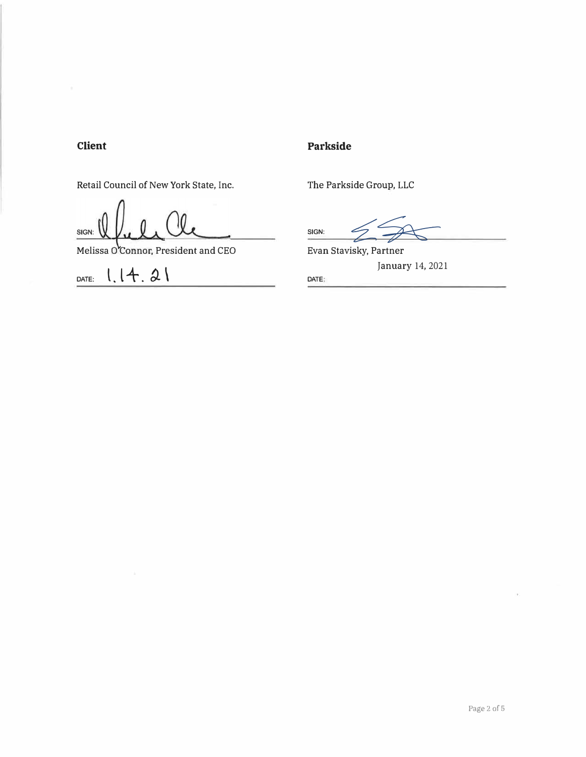**Client**

Retail Council of New York State, Inc.

SIGN: _______________

Melissa O'Connor, President and CEO

DATE: 1.14.21

**Parkside**

The Parkside Group, LLC

SIGN: _______________

Evan Stavisky, Partner

DATE: January 14, 2021